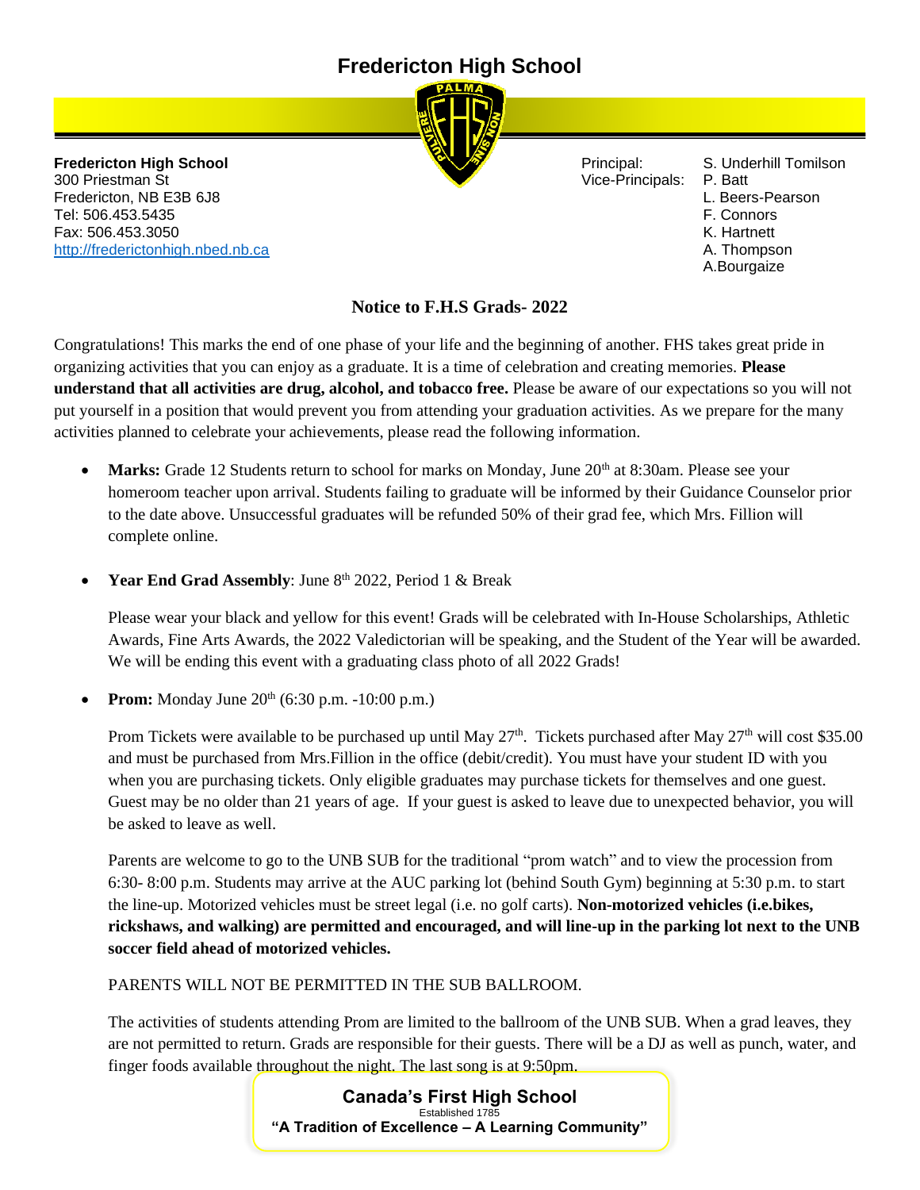# Fredericton High School

**Fredericton High School**
300 Priestman St
Fredericton, NB E3B 6J8
Tel: 506.453.5435
Fax: 506.453.3050
http://frederictonhigh.nbed.nb.ca

Principal: S. Underhill Tomilson
Vice-Principals: P. Batt
L. Beers-Pearson
F. Connors
K. Hartnett
A. Thompson
A.Bourgaize

## Notice to F.H.S Grads- 2022

Congratulations! This marks the end of one phase of your life and the beginning of another. FHS takes great pride in organizing activities that you can enjoy as a graduate. It is a time of celebration and creating memories. **Please understand that all activities are drug, alcohol, and tobacco free.** Please be aware of our expectations so you will not put yourself in a position that would prevent you from attending your graduation activities. As we prepare for the many activities planned to celebrate your achievements, please read the following information.

- **Marks:** Grade 12 Students return to school for marks on Monday, June 20th at 8:30am. Please see your homeroom teacher upon arrival. Students failing to graduate will be informed by their Guidance Counselor prior to the date above. Unsuccessful graduates will be refunded 50% of their grad fee, which Mrs. Fillion will complete online.

- **Year End Grad Assembly**: June 8th 2022, Period 1 & Break

  Please wear your black and yellow for this event! Grads will be celebrated with In-House Scholarships, Athletic Awards, Fine Arts Awards, the 2022 Valedictorian will be speaking, and the Student of the Year will be awarded. We will be ending this event with a graduating class photo of all 2022 Grads!

- **Prom:** Monday June 20th (6:30 p.m. -10:00 p.m.)

  Prom Tickets were available to be purchased up until May 27th. Tickets purchased after May 27th will cost $35.00 and must be purchased from Mrs.Fillion in the office (debit/credit). You must have your student ID with you when you are purchasing tickets. Only eligible graduates may purchase tickets for themselves and one guest. Guest may be no older than 21 years of age. If your guest is asked to leave due to unexpected behavior, you will be asked to leave as well.

  Parents are welcome to go to the UNB SUB for the traditional "prom watch" and to view the procession from 6:30- 8:00 p.m. Students may arrive at the AUC parking lot (behind South Gym) beginning at 5:30 p.m. to start the line-up. Motorized vehicles must be street legal (i.e. no golf carts). **Non-motorized vehicles (i.e.bikes, rickshaws, and walking) are permitted and encouraged, and will line-up in the parking lot next to the UNB soccer field ahead of motorized vehicles.**

  PARENTS WILL NOT BE PERMITTED IN THE SUB BALLROOM.

  The activities of students attending Prom are limited to the ballroom of the UNB SUB. When a grad leaves, they are not permitted to return. Grads are responsible for their guests. There will be a DJ as well as punch, water, and finger foods available throughout the night. The last song is at 9:50pm.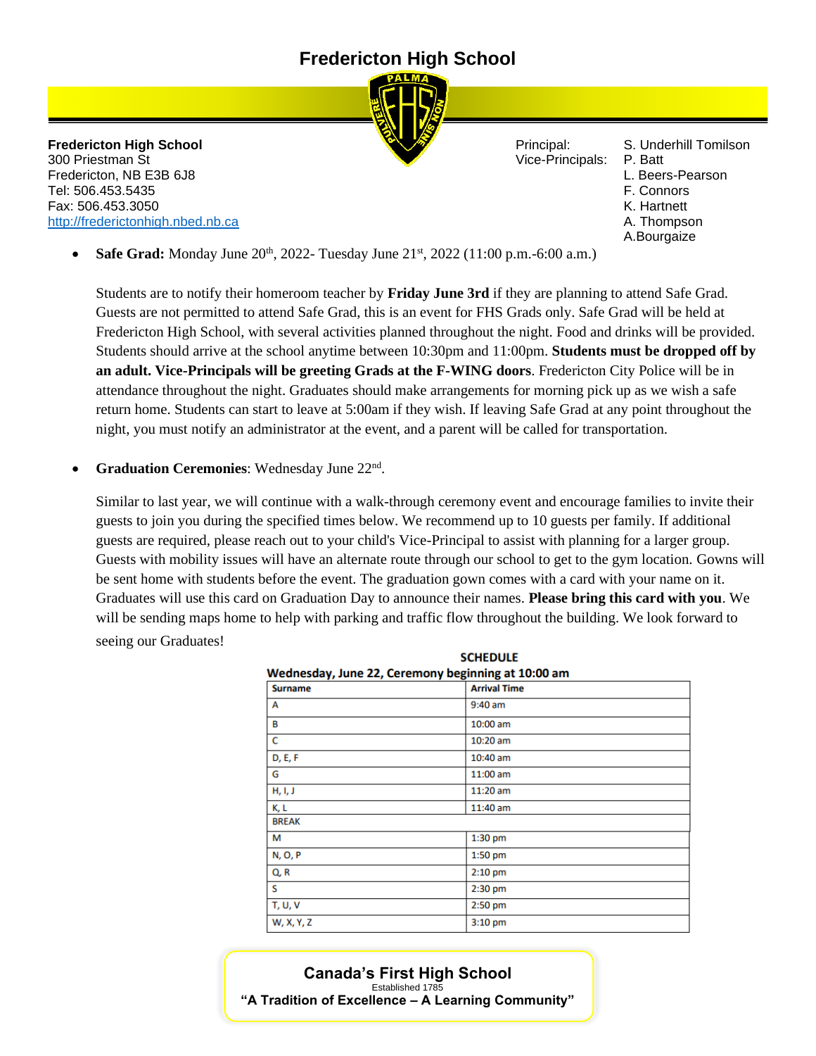# Fredericton High School

**Fredericton High School**
300 Priestman St
Fredericton, NB E3B 6J8
Tel: 506.453.5435
Fax: 506.453.3050
http://frederictonhigh.nbed.nb.ca

Principal: S. Underhill Tomilson
Vice-Principals: P. Batt
L. Beers-Pearson
F. Connors
K. Hartnett
A. Thompson
A.Bourgaize

- **Safe Grad:** Monday June 20th, 2022- Tuesday June 21st, 2022 (11:00 p.m.-6:00 a.m.)

  Students are to notify their homeroom teacher by **Friday June 3rd** if they are planning to attend Safe Grad. Guests are not permitted to attend Safe Grad, this is an event for FHS Grads only. Safe Grad will be held at Fredericton High School, with several activities planned throughout the night. Food and drinks will be provided. Students should arrive at the school anytime between 10:30pm and 11:00pm. **Students must be dropped off by an adult. Vice-Principals will be greeting Grads at the F-WING doors**. Fredericton City Police will be in attendance throughout the night. Graduates should make arrangements for morning pick up as we wish a safe return home. Students can start to leave at 5:00am if they wish. If leaving Safe Grad at any point throughout the night, you must notify an administrator at the event, and a parent will be called for transportation.

- **Graduation Ceremonies**: Wednesday June 22nd.

  Similar to last year, we will continue with a walk-through ceremony event and encourage families to invite their guests to join you during the specified times below. We recommend up to 10 guests per family. If additional guests are required, please reach out to your child's Vice-Principal to assist with planning for a larger group. Guests with mobility issues will have an alternate route through our school to get to the gym location. Gowns will be sent home with students before the event. The graduation gown comes with a card with your name on it. Graduates will use this card on Graduation Day to announce their names. **Please bring this card with you**. We will be sending maps home to help with parking and traffic flow throughout the building. We look forward to seeing our Graduates!

**SCHEDULE**

**Wednesday, June 22, Ceremony beginning at 10:00 am**

| Surname | Arrival Time |
|---|---|
| A | 9:40 am |
| B | 10:00 am |
| C | 10:20 am |
| D, E, F | 10:40 am |
| G | 11:00 am |
| H, I, J | 11:20 am |
| K, L | 11:40 am |
| BREAK | |
| M | 1:30 pm |
| N, O, P | 1:50 pm |
| Q, R | 2:10 pm |
| S | 2:30 pm |
| T, U, V | 2:50 pm |
| W, X, Y, Z | 3:10 pm |

**Canada's First High School**
Established 1785
**"A Tradition of Excellence – A Learning Community"**